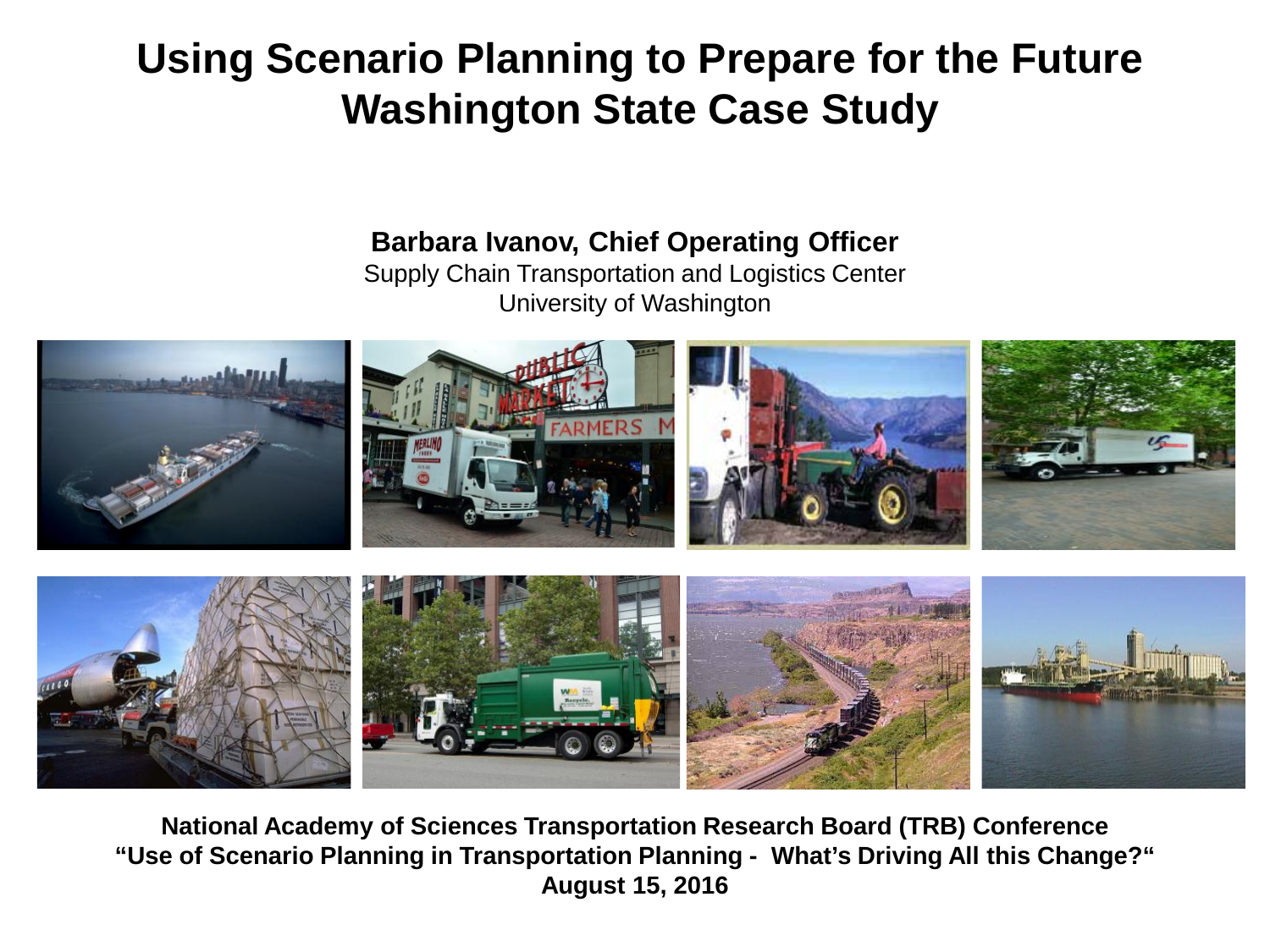# Using Scenario Planning to Prepare for the Future
# Washington State Case Study

**Barbara Ivanov, Chief Operating Officer**

Supply Chain Transportation and Logistics Center

University of Washington

**National Academy of Sciences Transportation Research Board (TRB) Conference**

**“Use of Scenario Planning in Transportation Planning - What’s Driving All this Change?“**

**August 15, 2016**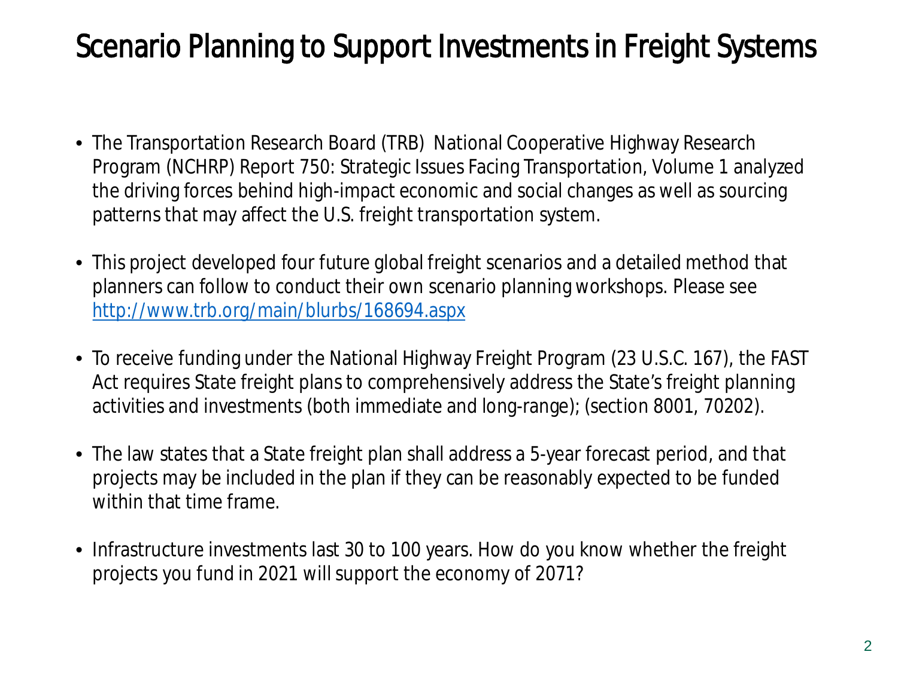# Scenario Planning to Support Investments in Freight Systems

- The Transportation Research Board (TRB) National Cooperative Highway Research Program (NCHRP) Report 750: Strategic Issues Facing Transportation, Volume 1 analyzed the driving forces behind high-impact economic and social changes as well as sourcing patterns that may affect the U.S. freight transportation system.
- This project developed four future global freight scenarios and a detailed method that planners can follow to conduct their own scenario planning workshops. Please see [http://www.trb.org/main/blurbs/168694.aspx](http://www.trb.org/main/blurbs/168694.aspx)
- To receive funding under the National Highway Freight Program (23 U.S.C. 167), the FAST Act requires State freight plans to comprehensively address the State's freight planning activities and investments (both immediate and long-range); (section 8001, 70202).
- The law states that a State freight plan shall address a 5-year forecast period, and that projects may be included in the plan if they can be reasonably expected to be funded within that time frame.
- Infrastructure investments last 30 to 100 years. How do you know whether the freight projects you fund in 2021 will support the economy of 2071?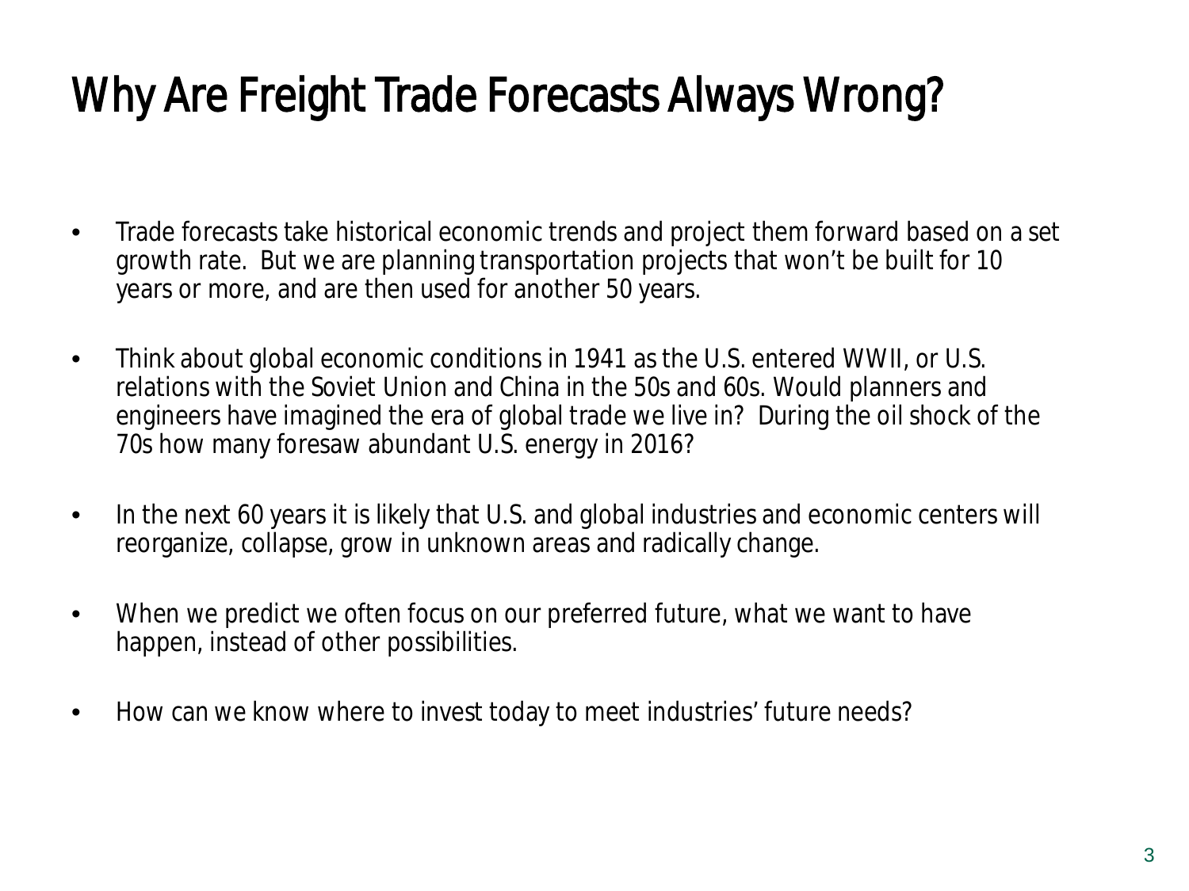# Why Are Freight Trade Forecasts Always Wrong?

- Trade forecasts take historical economic trends and project them forward based on a set growth rate. But we are planning transportation projects that won't be built for 10 years or more, and are then used for another 50 years.
- Think about global economic conditions in 1941 as the U.S. entered WWII, or U.S. relations with the Soviet Union and China in the 50s and 60s. Would planners and engineers have imagined the era of global trade we live in? During the oil shock of the 70s how many foresaw abundant U.S. energy in 2016?
- In the next 60 years it is likely that U.S. and global industries and economic centers will reorganize, collapse, grow in unknown areas and radically change.
- When we predict we often focus on our preferred future, what we want to have happen, instead of other possibilities.
- How can we know where to invest today to meet industries' future needs?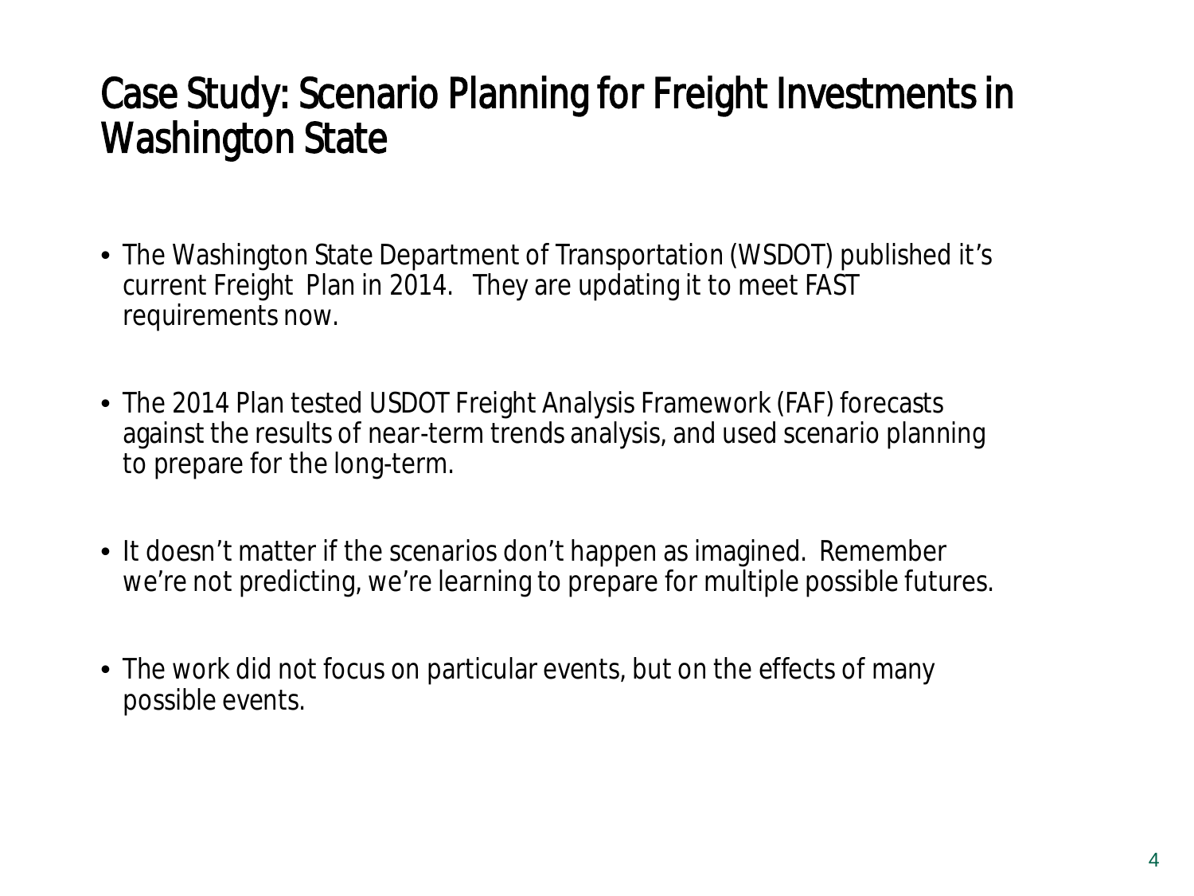# Case Study: Scenario Planning for Freight Investments in Washington State

- The Washington State Department of Transportation (WSDOT) published it's current Freight Plan in 2014. They are updating it to meet FAST requirements now.
- The 2014 Plan tested USDOT Freight Analysis Framework (FAF) forecasts against the results of near-term trends analysis, and used scenario planning to prepare for the long-term.
- It doesn't matter if the scenarios don't happen as imagined. Remember we're not predicting, we're learning to prepare for multiple possible futures.
- The work did not focus on particular events, but on the effects of many possible events.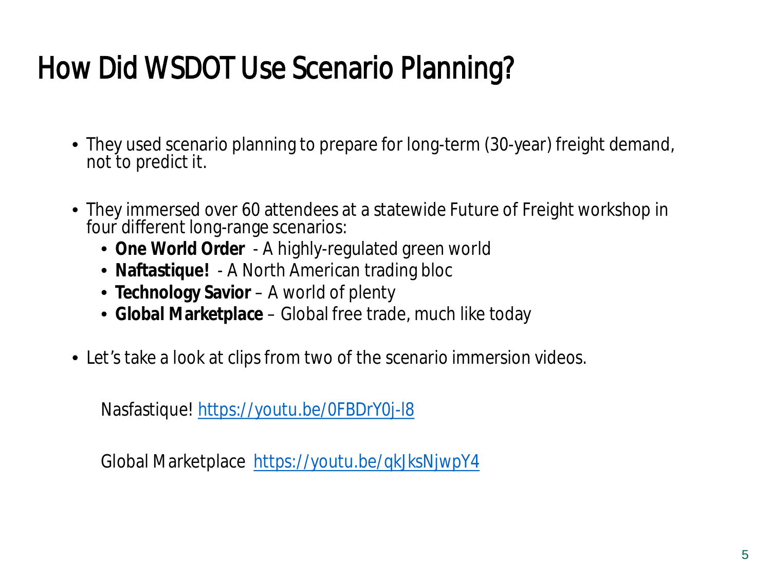# How Did WSDOT Use Scenario Planning?

- They used scenario planning to prepare for long-term (30-year) freight demand, not to predict it.
- They immersed over 60 attendees at a statewide Future of Freight workshop in four different long-range scenarios:
  - **One World Order** - A highly-regulated green world
  - **Naftastique!** - A North American trading bloc
  - **Technology Savior** – A world of plenty
  - **Global Marketplace** – Global free trade, much like today
- Let's take a look at clips from two of the scenario immersion videos.

Nasfastique! https://youtu.be/0FBDrY0j-l8

Global Marketplace https://youtu.be/qkJksNjwpY4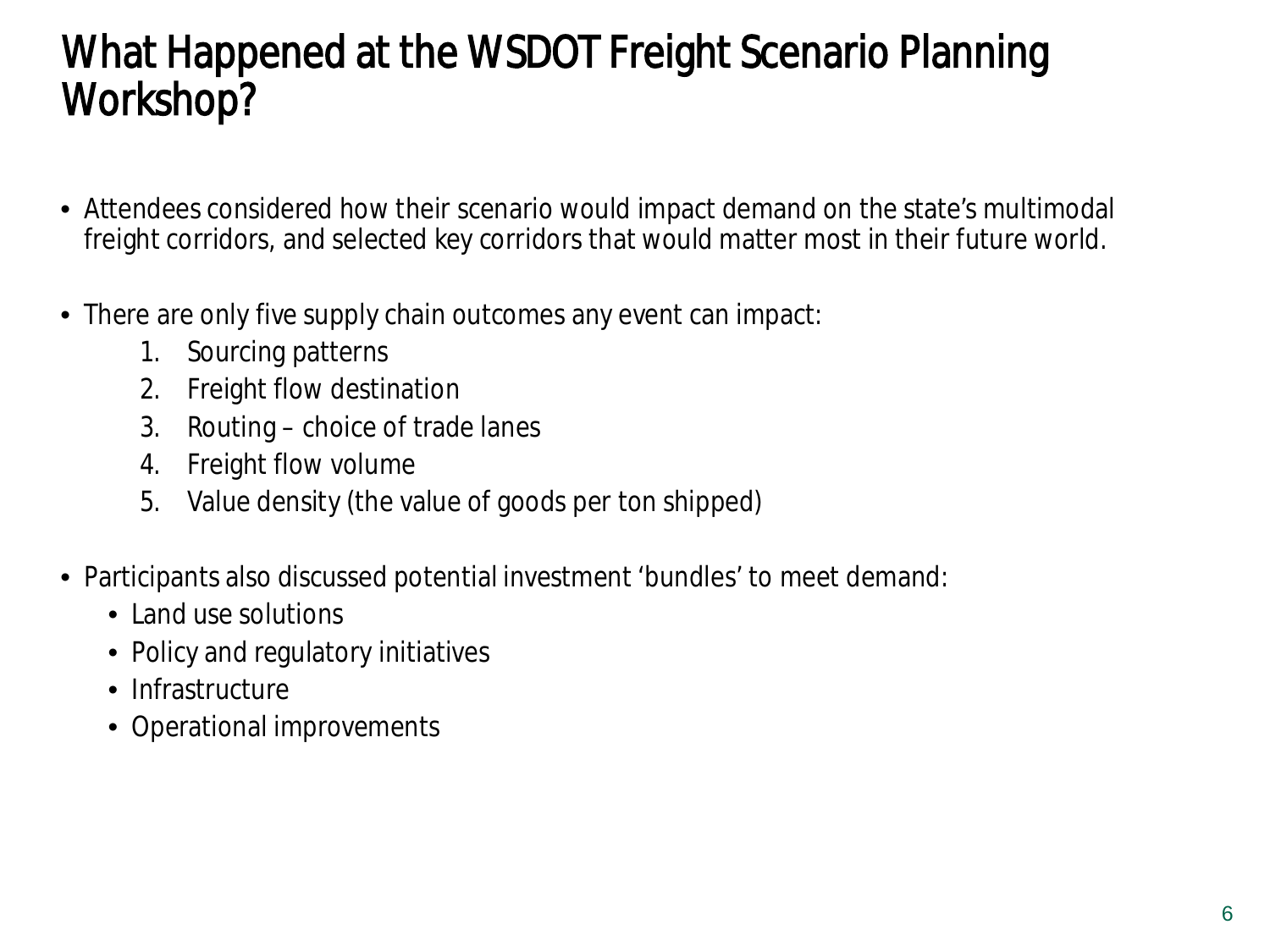# What Happened at the WSDOT Freight Scenario Planning Workshop?

- Attendees considered how their scenario would impact demand on the state's multimodal freight corridors, and selected key corridors that would matter most in their future world.
- There are only five supply chain outcomes any event can impact:
    1. Sourcing patterns
    2. Freight flow destination
    3. Routing – choice of trade lanes
    4. Freight flow volume
    5. Value density (the value of goods per ton shipped)
- Participants also discussed potential investment 'bundles' to meet demand:
    - Land use solutions
    - Policy and regulatory initiatives
    - Infrastructure
    - Operational improvements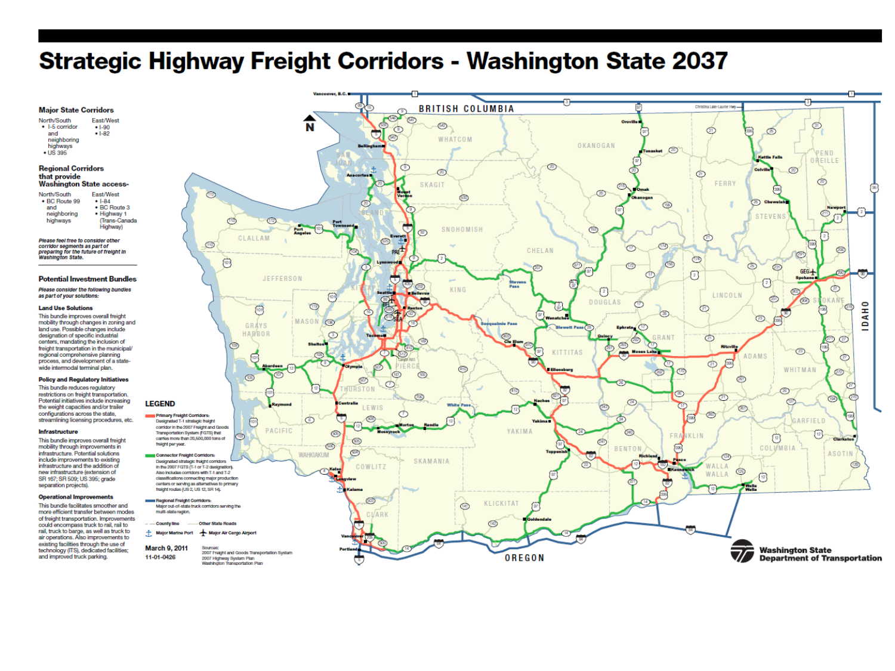# Strategic Highway Freight Corridors - Washington State 2037

## Major State Corridors

North/South
- I-5 corridor and neighboring highways
- US 395

East/West
- I-90
- I-82

## Regional Corridors that provide Washington State access-

North/South
- BC Route 99 and neighboring highways

East/West
- I-84
- BC Route 3
- Highway 1 (Trans-Canada Highway)

*Please feel free to consider other corridor segments as part of preparing for the future of freight in Washington State.*

## Potential Investment Bundles

*Please consider the following bundles as part of your solutions:*

### Land Use Solutions

This bundle improves overall freight mobility through changes in zoning and land use. Possible changes include designation of specific industrial centers, mandating the inclusion of freight transportation in the municipal/regional comprehensive planning process, and development of a state-wide intermodal terminal plan.

### Policy and Regulatory Initiatives

This bundle reduces regulatory restrictions on freight transportation. Potential initiatives include increasing the weight capacities and/or trailer configurations across the state, streamlining licensing procedures, etc.

### Infrastructure

This bundle improves overall freight mobility through improvements in infrastructure. Potential solutions include improvements to existing infrastructure and the addition of new infrastructure (extension of SR 167; SR 509; US 395; grade separation projects).

### Operational Improvements

This bundle facilitates smoother and more efficient transfer between modes of freight transportation. Improvements could encompass truck to rail, rail to rail, truck to barge, as well as truck to air operations. Also improvements to existing facilities through the use of technology (ITS), dedicated facilities; and improved truck parking.

## LEGEND

- **Primary Freight Corridors:** Designated T-1 strategic freight corridor in the 2007 Freight and Goods Transportation System (FGTS) that carries more than 20,000,000 tons of freight per year.
- **Connector Freight Corridors:** Designated strategic freight corridors in the 2007 FGTS (T-1 or T-2 designation). Also includes corridors with T-1 and T-2 classifications connecting major production centers or serving as alternatives to primary freight routes (US 2, US 12, SR 14).
- **Regional Freight Corridors:** Major out-of-state truck corridors serving the multi-state region.
- County line
- Other State Roads
- Major Marine Port
- Major Air Cargo Airport

March 9, 2011
11-01-0426

Sources:
2007 Freight and Goods Transportation System
2007 Highway System Plan
Washington Transportation Plan

Washington State Department of Transportation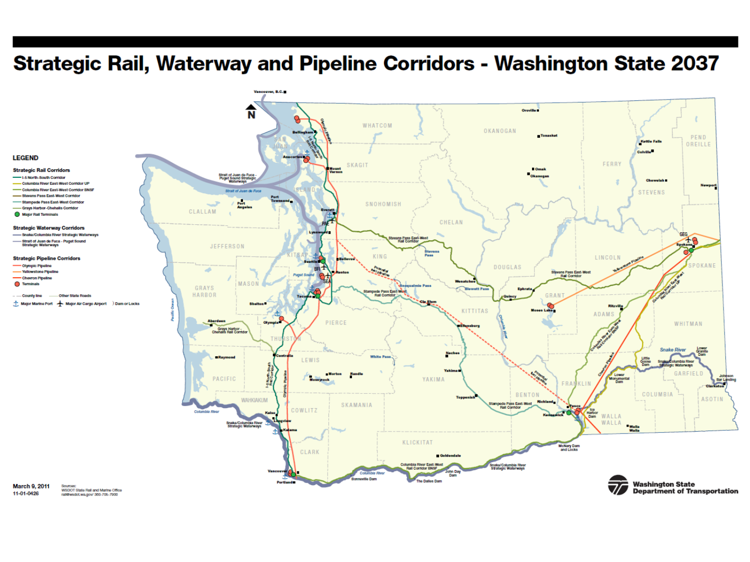# Strategic Rail, Waterway and Pipeline Corridors - Washington State 2037

## LEGEND

**Strategic Rail Corridors**

- I-5 North-South Corridor
- Columbia River East-West Corridor UP
- Columbia River East-West Corridor BNSF
- Stevens Pass East-West Corridor
- Stampede Pass East-West Corridor
- Grays Harbor-Chehalis Corridor
- Major Rail Terminals

**Strategic Waterway Corridors**

- Snake/Columbia River Strategic Waterways
- Strait of Juan de Fuca - Puget Sound Strategic Waterways

**Strategic Pipeline Corridors**

- Olympic Pipeline
- Yellowstone Pipeline
- Chevron Pipeline
- Terminals

- County line
- Other State Roads
- Major Marine Port
- Major Air Cargo Airport
- Dam or Locks

March 9, 2011
11-01-0426

Sources:
WSDOT State Rail and Marine Office
rail@wsdot.wa.gov/ 360-705-7900

Washington State Department of Transportation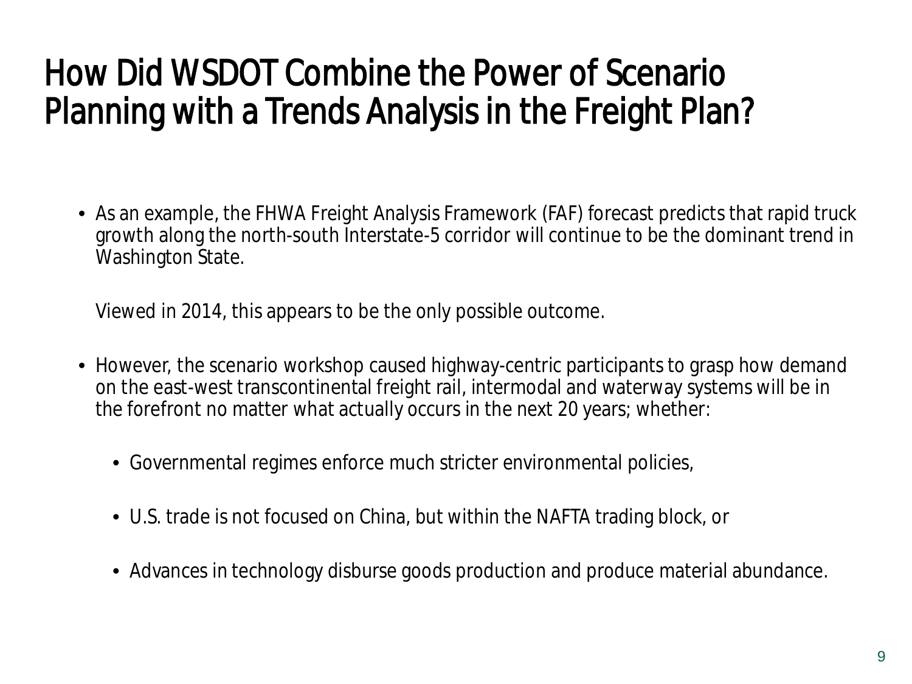# How Did WSDOT Combine the Power of Scenario Planning with a Trends Analysis in the Freight Plan?

- As an example, the FHWA Freight Analysis Framework (FAF) forecast predicts that rapid truck growth along the north-south Interstate-5 corridor will continue to be the dominant trend in Washington State.

  Viewed in 2014, this appears to be the only possible outcome.

- However, the scenario workshop caused highway-centric participants to grasp how demand on the east-west transcontinental freight rail, intermodal and waterway systems will be in the forefront no matter what actually occurs in the next 20 years; whether:
  - Governmental regimes enforce much stricter environmental policies,
  - U.S. trade is not focused on China, but within the NAFTA trading block, or
  - Advances in technology disburse goods production and produce material abundance.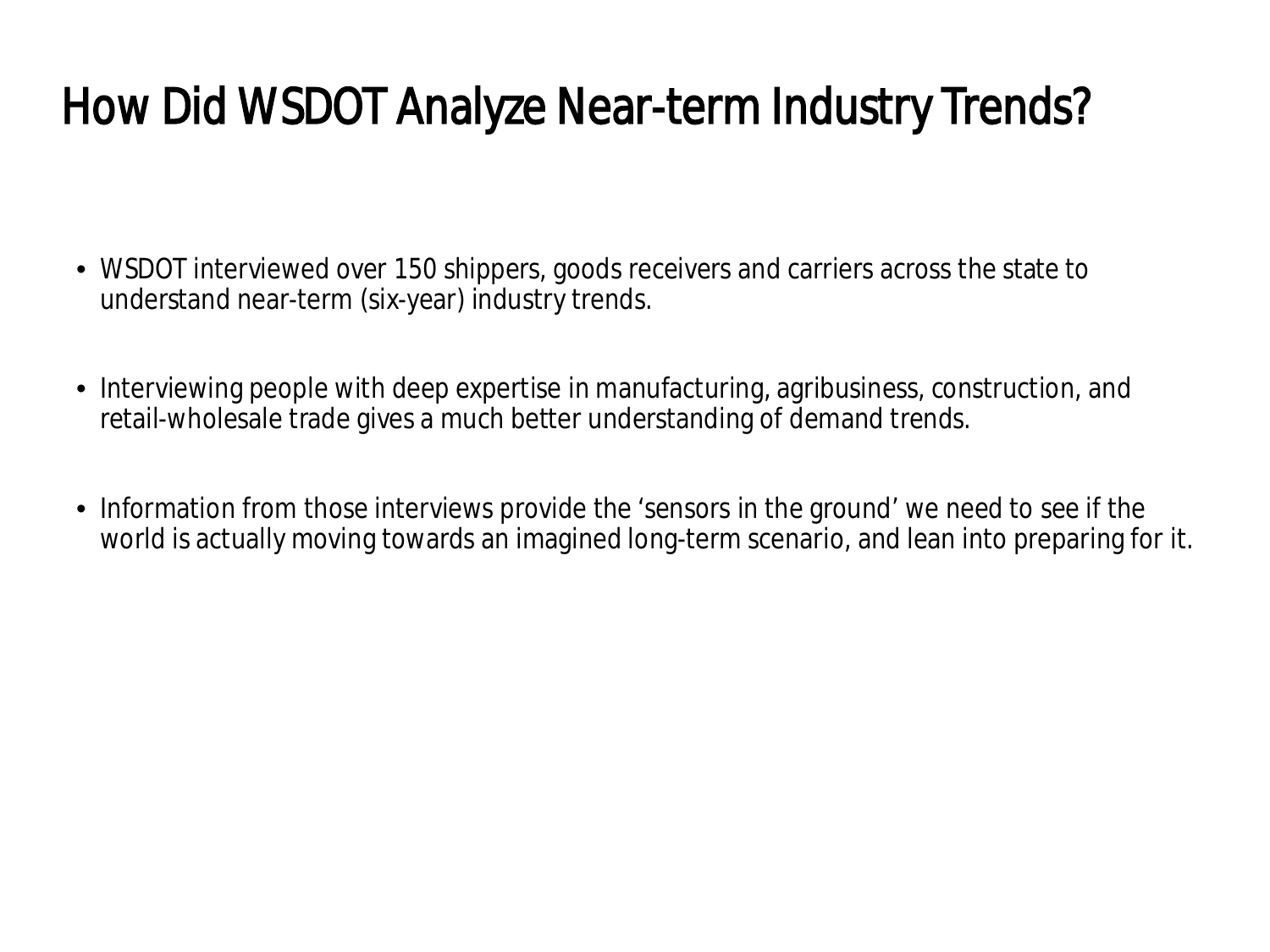# How Did WSDOT Analyze Near-term Industry Trends?

- WSDOT interviewed over 150 shippers, goods receivers and carriers across the state to understand near-term (six-year) industry trends.
- Interviewing people with deep expertise in manufacturing, agribusiness, construction, and retail-wholesale trade gives a much better understanding of demand trends.
- Information from those interviews provide the 'sensors in the ground' we need to see if the world is actually moving towards an imagined long-term scenario, and lean into preparing for it.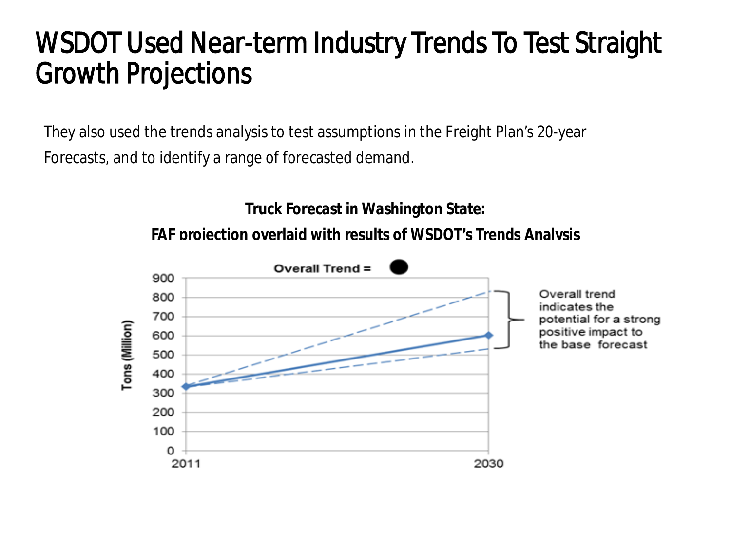# WSDOT Used Near-term Industry Trends To Test Straight Growth Projections

They also used the trends analysis to test assumptions in the Freight Plan's 20-year Forecasts, and to identify a range of forecasted demand.

**Truck Forecast in Washington State:**

**FAF projection overlaid with results of WSDOT's Trends Analysis**

Overall Trend = ●

Tons (Million)

900
800
700
600
500
400
300
200
100
0

2011 2030

Overall trend indicates the potential for a strong positive impact to the base forecast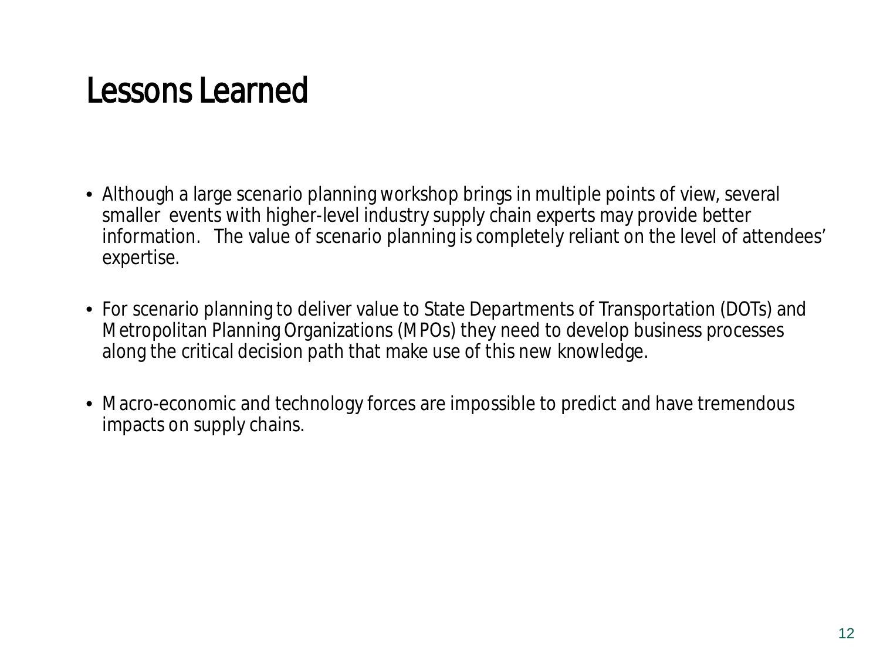# Lessons Learned

- Although a large scenario planning workshop brings in multiple points of view, several smaller events with higher-level industry supply chain experts may provide better information. The value of scenario planning is completely reliant on the level of attendees' expertise.

- For scenario planning to deliver value to State Departments of Transportation (DOTs) and Metropolitan Planning Organizations (MPOs) they need to develop business processes along the critical decision path that make use of this new knowledge.

- Macro-economic and technology forces are impossible to predict and have tremendous impacts on supply chains.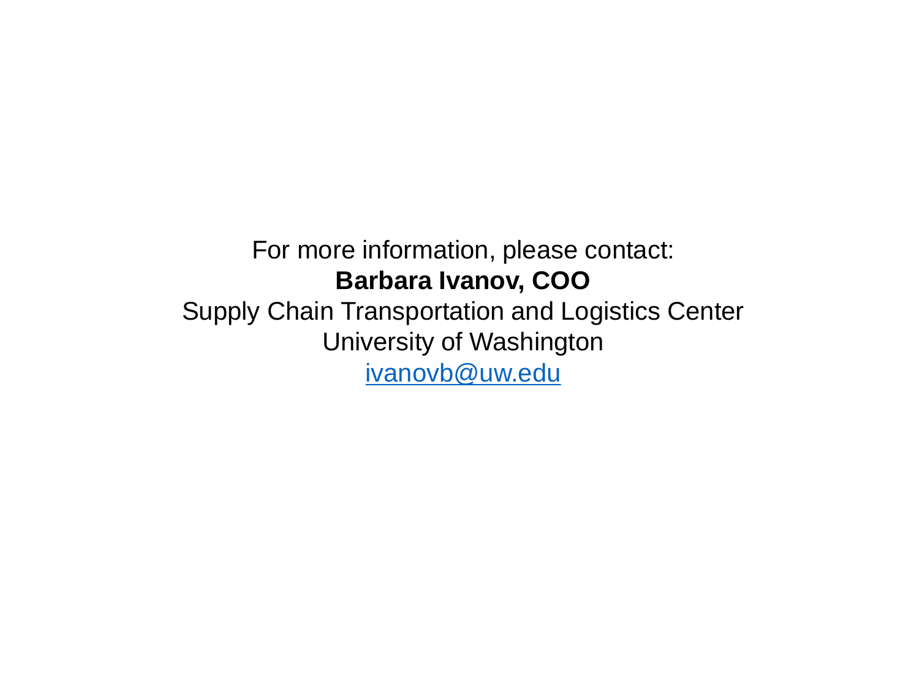For more information, please contact:

**Barbara Ivanov, COO**

Supply Chain Transportation and Logistics Center

University of Washington

ivanovb@uw.edu